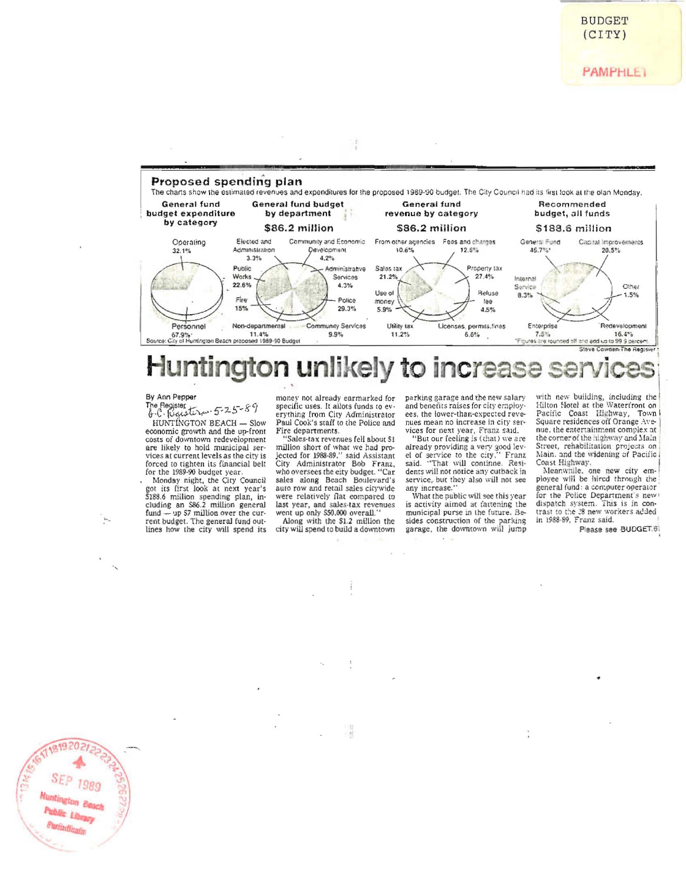BUDGET (CITY)

PAMPHLET

## Proposed spending plan

The charts show the estimated revenues and expenditures for the proposed 1989-90 budget. The City Council had its first look at the plan Monday.

**General fund budget expenditure by category**

- Operating 32.1%
- Personnel 67.9%*

**General fund budget by department — $86.2 million**

- Elected and Administration 3.3%
- Community and Economic Development 4.2%
- Administrative Services 4.3%
- Police 29.3%
- Community Services 9.9%
- Non-departmental 11.4%
- Fire 15%
- Public Works 22.6%

**General fund revenue by category — $86.2 million**

- From other agencies 10.6%
- Fees and charges 12.6%
- Property tax 27.4%
- Refuse fee 4.5%
- Licenses, permits, fines 6.6%
- Utility tax 11.2%
- Use of money 5.9%
- Sales tax 21.2%

**Recommended budget, all funds — $188.6 million**

- General Fund 45.7%*
- Capital improvements 20.5%
- Other 1.5%
- Redevelopment 16.4%
- Enterprise 7.5%
- Internal Service 8.3%

Source: City of Huntington Beach proposed 1989-90 Budget

*Figures are rounded off and add up to 99.9 percent.

Steve Cowden/The Register

# Huntington unlikely to increase services

By Ann Pepper
The Register
O.C. Register 5-25-89

HUNTINGTON BEACH — Slow economic growth and the up-front costs of downtown redevelopment are likely to hold municipal services at current levels as the city is forced to tighten its financial belt for the 1989-90 budget year.

Monday night, the City Council got its first look at next year's $188.6 million spending plan, including an $86.2 million general fund — up $7 million over the current budget. The general fund outlines how the city will spend its money not already earmarked for specific uses. It allots funds to everything from City Administrator Paul Cook's staff to the Police and Fire departments.

"Sales-tax revenues fell about $1 million short of what we had projected for 1988-89," said Assistant City Administrator Bob Franz, who oversees the city budget. "Car sales along Beach Boulevard's auto row and retail sales citywide were relatively flat compared to last year, and sales-tax revenues went up only $50,000 overall."

Along with the $1.2 million the city will spend to build a downtown parking garage and the new salary and benefits raises for city employees, the lower-than-expected revenues mean no increase in city services for next year, Franz said.

"But our feeling is (that) we are already providing a very good level of service to the city," Franz said. "That will continue. Residents will not notice any cutback in service, but they also will not see any increase."

What the public will see this year is activity aimed at fattening the municipal purse in the future. Besides construction of the parking garage, the downtown will jump with new building, including the Hilton Hotel at the Waterfront on Pacific Coast Highway, Town Square residences off Orange Avenue, the entertainment complex at the corner of the highway and Main Street, rehabilitation projects on Main, and the widening of Pacific Coast Highway.

Meanwhile, one new city employee will be hired through the general fund: a computer operator for the Police Department's new dispatch system. This is in contrast to the 28 new workers added in 1988-89, Franz said.

Please see BUDGET/6

SEP 1989
Huntington Beach Public Library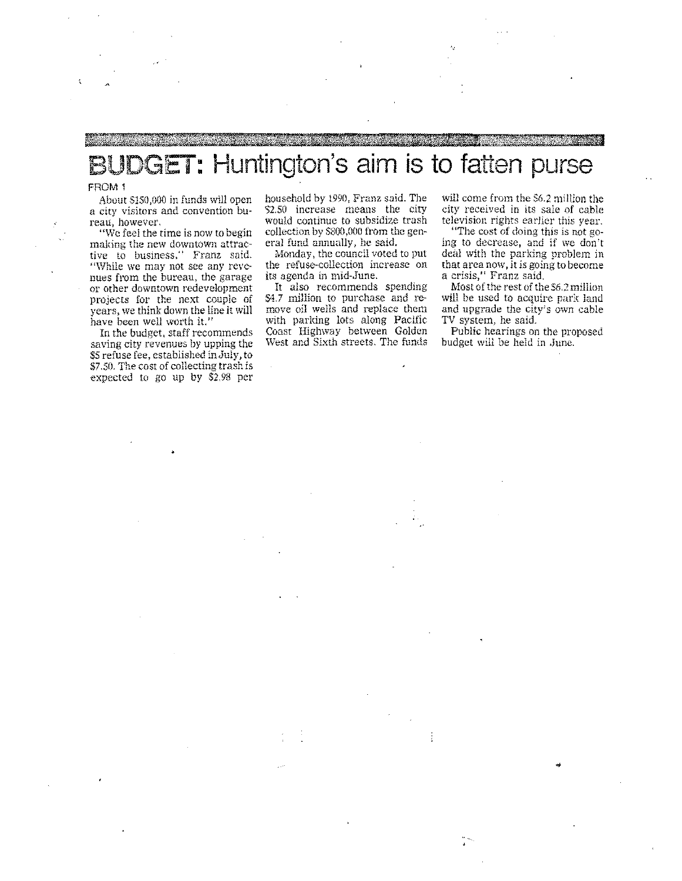# BUDGET: Huntington's aim is to fatten purse

FROM 1

About $150,000 in funds will open a city visitors and convention bureau, however.

"We feel the time is now to begin making the new downtown attractive to business," Franz said. "While we may not see any revenues from the bureau, the garage or other downtown redevelopment projects for the next couple of years, we think down the line it will have been well worth it."

In the budget, staff recommends saving city revenues by upping the $5 refuse fee, established in July, to $7.50. The cost of collecting trash is expected to go up by $2.98 per household by 1990, Franz said. The $2.50 increase means the city would continue to subsidize trash collection by $800,000 from the general fund annually, he said.

Monday, the council voted to put the refuse-collection increase on its agenda in mid-June.

It also recommends spending $4.7 million to purchase and remove oil wells and replace them with parking lots along Pacific Coast Highway between Golden West and Sixth streets. The funds will come from the $6.2 million the city received in its sale of cable television rights earlier this year.

"The cost of doing this is not going to decrease, and if we don't deal with the parking problem in that area now, it is going to become a crisis," Franz said.

Most of the rest of the $6.2 million will be used to acquire park land and upgrade the city's own cable TV system, he said.

Public hearings on the proposed budget will be held in June.